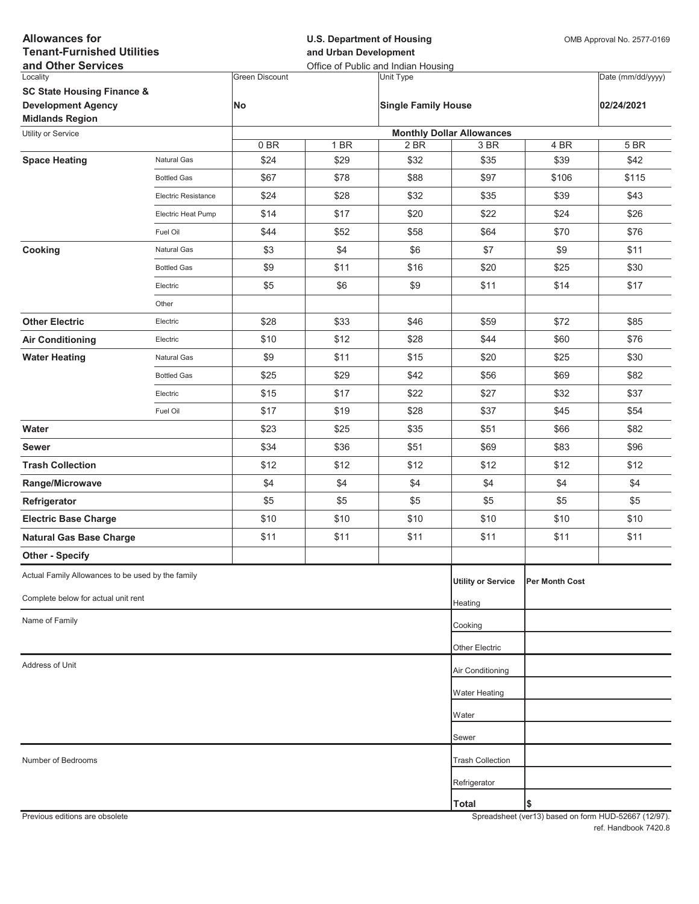**Allowances for Tenant-Furnished Utilities and Other Services**

**U.S. Department of Housing and Urban Development**
Office of Public and Indian Housing

OMB Approval No. 2577-0169

| Locality | Green Discount | Unit Type | Date (mm/dd/yyyy) |
|---|---|---|---|
| **SC State Housing Finance & Development Agency Midlands Region** | **No** | **Single Family House** | **02/24/2021** |

| Utility or Service | | Monthly Dollar Allowances | | | | | |
|---|---|---|---|---|---|---|---|
| | | 0 BR | 1 BR | 2 BR | 3 BR | 4 BR | 5 BR |
| **Space Heating** | Natural Gas | $24 | $29 | $32 | $35 | $39 | $42 |
| | Bottled Gas | $67 | $78 | $88 | $97 | $106 | $115 |
| | Electric Resistance | $24 | $28 | $32 | $35 | $39 | $43 |
| | Electric Heat Pump | $14 | $17 | $20 | $22 | $24 | $26 |
| | Fuel Oil | $44 | $52 | $58 | $64 | $70 | $76 |
| **Cooking** | Natural Gas | $3 | $4 | $6 | $7 | $9 | $11 |
| | Bottled Gas | $9 | $11 | $16 | $20 | $25 | $30 |
| | Electric | $5 | $6 | $9 | $11 | $14 | $17 |
| | Other | | | | | | |
| **Other Electric** | Electric | $28 | $33 | $46 | $59 | $72 | $85 |
| **Air Conditioning** | Electric | $10 | $12 | $28 | $44 | $60 | $76 |
| **Water Heating** | Natural Gas | $9 | $11 | $15 | $20 | $25 | $30 |
| | Bottled Gas | $25 | $29 | $42 | $56 | $69 | $82 |
| | Electric | $15 | $17 | $22 | $27 | $32 | $37 |
| | Fuel Oil | $17 | $19 | $28 | $37 | $45 | $54 |
| **Water** | | $23 | $25 | $35 | $51 | $66 | $82 |
| **Sewer** | | $34 | $36 | $51 | $69 | $83 | $96 |
| **Trash Collection** | | $12 | $12 | $12 | $12 | $12 | $12 |
| **Range/Microwave** | | $4 | $4 | $4 | $4 | $4 | $4 |
| **Refrigerator** | | $5 | $5 | $5 | $5 | $5 | $5 |
| **Electric Base Charge** | | $10 | $10 | $10 | $10 | $10 | $10 |
| **Natural Gas Base Charge** | | $11 | $11 | $11 | $11 | $11 | $11 |
| **Other - Specify** | | | | | | | |

Actual Family Allowances to be used by the family

Complete below for actual unit rent

Name of Family

Address of Unit

Number of Bedrooms

| Utility or Service | Per Month Cost |
|---|---|
| Heating | |
| Cooking | |
| Other Electric | |
| Air Conditioning | |
| Water Heating | |
| Water | |
| Sewer | |
| Trash Collection | |
| Refrigerator | |
| **Total** | **$** |

Previous editions are obsolete

Spreadsheet (ver13) based on form HUD-52667 (12/97).
ref. Handbook 7420.8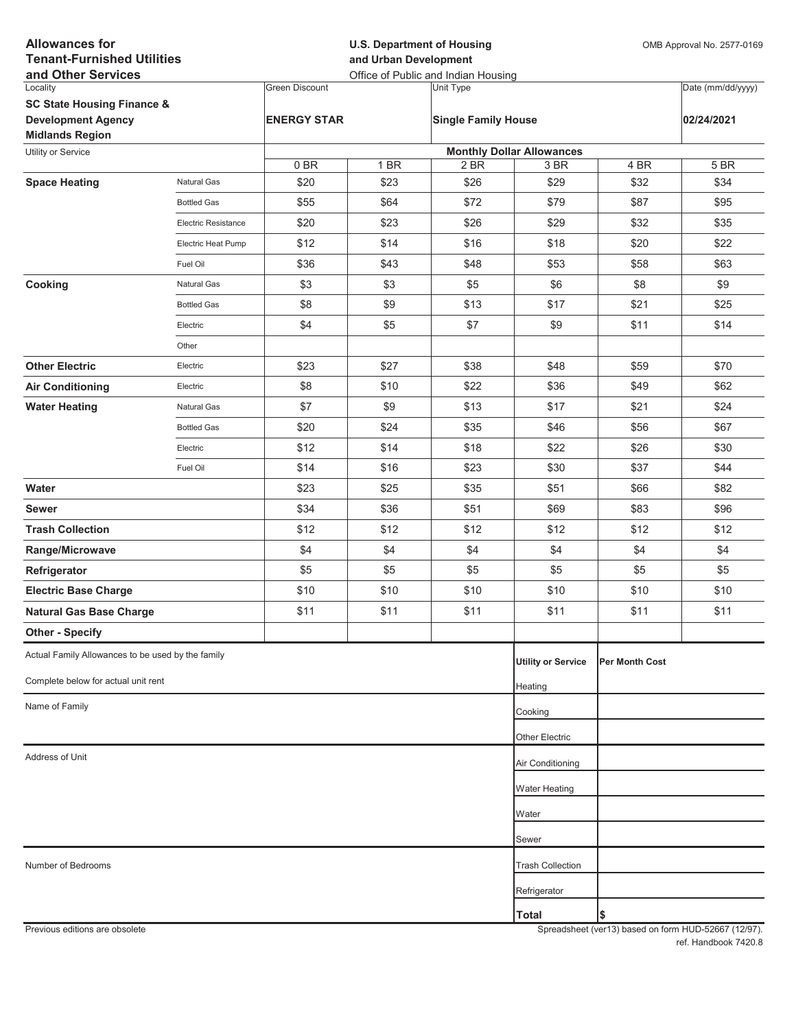**Allowances for Tenant-Furnished Utilities and Other Services**

**U.S. Department of Housing and Urban Development**
Office of Public and Indian Housing

OMB Approval No. 2577-0169

| Locality | Green Discount | Unit Type | Date (mm/dd/yyyy) |
|---|---|---|---|
| **SC State Housing Finance & Development Agency Midlands Region** | **ENERGY STAR** | **Single Family House** | **02/24/2021** |

| Utility or Service | | Monthly Dollar Allowances | | | | | |
|---|---|---|---|---|---|---|---|
| | | 0 BR | 1 BR | 2 BR | 3 BR | 4 BR | 5 BR |
| **Space Heating** | Natural Gas | $20 | $23 | $26 | $29 | $32 | $34 |
| | Bottled Gas | $55 | $64 | $72 | $79 | $87 | $95 |
| | Electric Resistance | $20 | $23 | $26 | $29 | $32 | $35 |
| | Electric Heat Pump | $12 | $14 | $16 | $18 | $20 | $22 |
| | Fuel Oil | $36 | $43 | $48 | $53 | $58 | $63 |
| **Cooking** | Natural Gas | $3 | $3 | $5 | $6 | $8 | $9 |
| | Bottled Gas | $8 | $9 | $13 | $17 | $21 | $25 |
| | Electric | $4 | $5 | $7 | $9 | $11 | $14 |
| | Other | | | | | | |
| **Other Electric** | Electric | $23 | $27 | $38 | $48 | $59 | $70 |
| **Air Conditioning** | Electric | $8 | $10 | $22 | $36 | $49 | $62 |
| **Water Heating** | Natural Gas | $7 | $9 | $13 | $17 | $21 | $24 |
| | Bottled Gas | $20 | $24 | $35 | $46 | $56 | $67 |
| | Electric | $12 | $14 | $18 | $22 | $26 | $30 |
| | Fuel Oil | $14 | $16 | $23 | $30 | $37 | $44 |
| **Water** | | $23 | $25 | $35 | $51 | $66 | $82 |
| **Sewer** | | $34 | $36 | $51 | $69 | $83 | $96 |
| **Trash Collection** | | $12 | $12 | $12 | $12 | $12 | $12 |
| **Range/Microwave** | | $4 | $4 | $4 | $4 | $4 | $4 |
| **Refrigerator** | | $5 | $5 | $5 | $5 | $5 | $5 |
| **Electric Base Charge** | | $10 | $10 | $10 | $10 | $10 | $10 |
| **Natural Gas Base Charge** | | $11 | $11 | $11 | $11 | $11 | $11 |
| **Other - Specify** | | | | | | | |

Actual Family Allowances to be used by the family

Complete below for actual unit rent

Name of Family

Address of Unit

Number of Bedrooms

| Utility or Service | Per Month Cost |
|---|---|
| Heating | |
| Cooking | |
| Other Electric | |
| Air Conditioning | |
| Water Heating | |
| Water | |
| Sewer | |
| Trash Collection | |
| Refrigerator | |
| **Total** | $ |

Previous editions are obsolete

Spreadsheet (ver13) based on form HUD-52667 (12/97). ref. Handbook 7420.8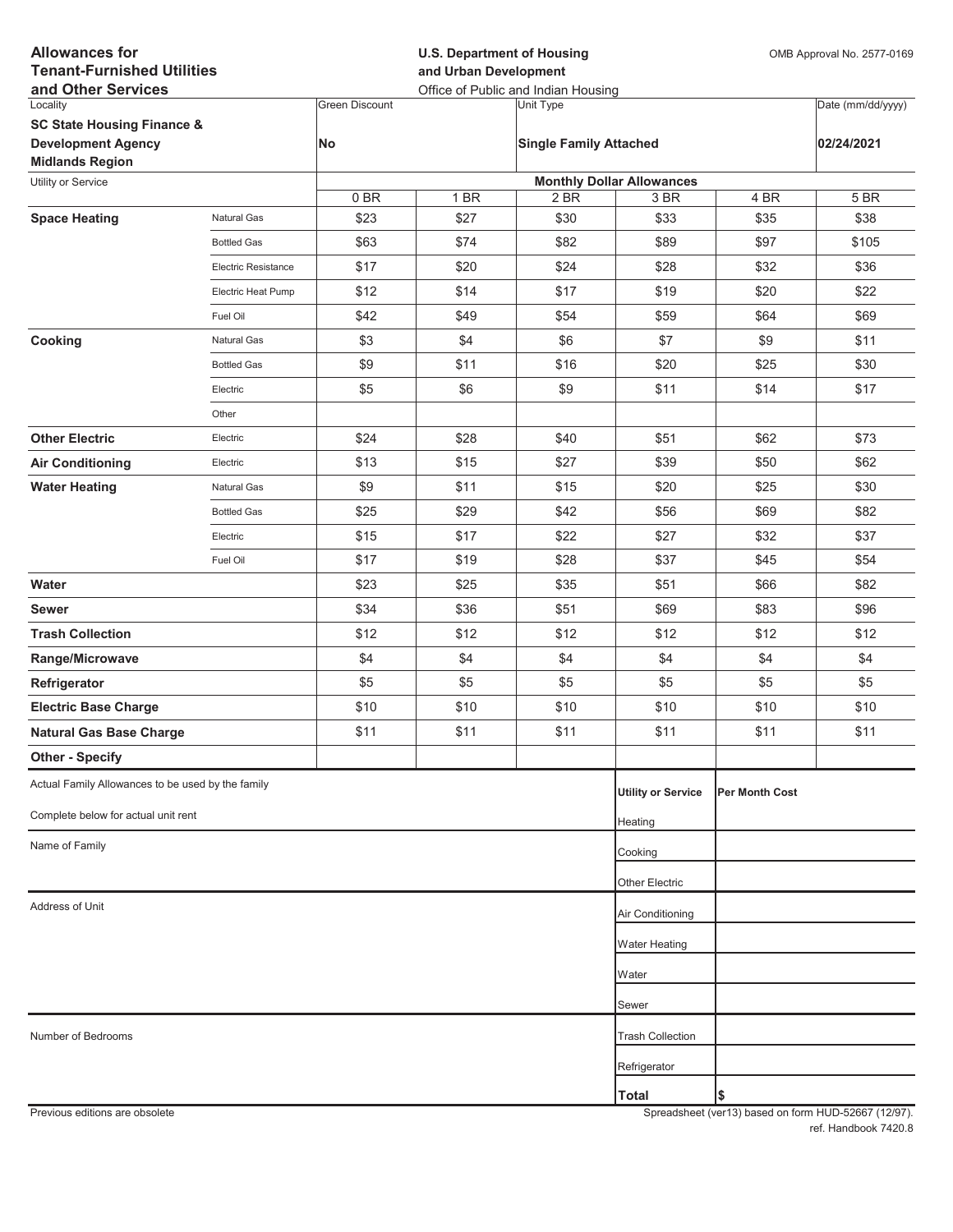**Allowances for Tenant-Furnished Utilities and Other Services**

**U.S. Department of Housing and Urban Development**
Office of Public and Indian Housing

OMB Approval No. 2577-0169

| Locality | Green Discount | Unit Type | Date (mm/dd/yyyy) |
|---|---|---|---|
| **SC State Housing Finance & Development Agency Midlands Region** | **No** | **Single Family Attached** | **02/24/2021** |

| Utility or Service | | Monthly Dollar Allowances | | | | | |
|---|---|---|---|---|---|---|---|
| | | 0 BR | 1 BR | 2 BR | 3 BR | 4 BR | 5 BR |
| **Space Heating** | Natural Gas | $23 | $27 | $30 | $33 | $35 | $38 |
| | Bottled Gas | $63 | $74 | $82 | $89 | $97 | $105 |
| | Electric Resistance | $17 | $20 | $24 | $28 | $32 | $36 |
| | Electric Heat Pump | $12 | $14 | $17 | $19 | $20 | $22 |
| | Fuel Oil | $42 | $49 | $54 | $59 | $64 | $69 |
| **Cooking** | Natural Gas | $3 | $4 | $6 | $7 | $9 | $11 |
| | Bottled Gas | $9 | $11 | $16 | $20 | $25 | $30 |
| | Electric | $5 | $6 | $9 | $11 | $14 | $17 |
| | Other | | | | | | |
| **Other Electric** | Electric | $24 | $28 | $40 | $51 | $62 | $73 |
| **Air Conditioning** | Electric | $13 | $15 | $27 | $39 | $50 | $62 |
| **Water Heating** | Natural Gas | $9 | $11 | $15 | $20 | $25 | $30 |
| | Bottled Gas | $25 | $29 | $42 | $56 | $69 | $82 |
| | Electric | $15 | $17 | $22 | $27 | $32 | $37 |
| | Fuel Oil | $17 | $19 | $28 | $37 | $45 | $54 |
| **Water** | | $23 | $25 | $35 | $51 | $66 | $82 |
| **Sewer** | | $34 | $36 | $51 | $69 | $83 | $96 |
| **Trash Collection** | | $12 | $12 | $12 | $12 | $12 | $12 |
| **Range/Microwave** | | $4 | $4 | $4 | $4 | $4 | $4 |
| **Refrigerator** | | $5 | $5 | $5 | $5 | $5 | $5 |
| **Electric Base Charge** | | $10 | $10 | $10 | $10 | $10 | $10 |
| **Natural Gas Base Charge** | | $11 | $11 | $11 | $11 | $11 | $11 |
| **Other - Specify** | | | | | | | |

Actual Family Allowances to be used by the family

Complete below for actual unit rent

Name of Family

Address of Unit

Number of Bedrooms

| Utility or Service | Per Month Cost |
|---|---|
| Heating | |
| Cooking | |
| Other Electric | |
| Air Conditioning | |
| Water Heating | |
| Water | |
| Sewer | |
| Trash Collection | |
| Refrigerator | |
| **Total** | **$** |

Previous editions are obsolete

Spreadsheet (ver13) based on form HUD-52667 (12/97).
ref. Handbook 7420.8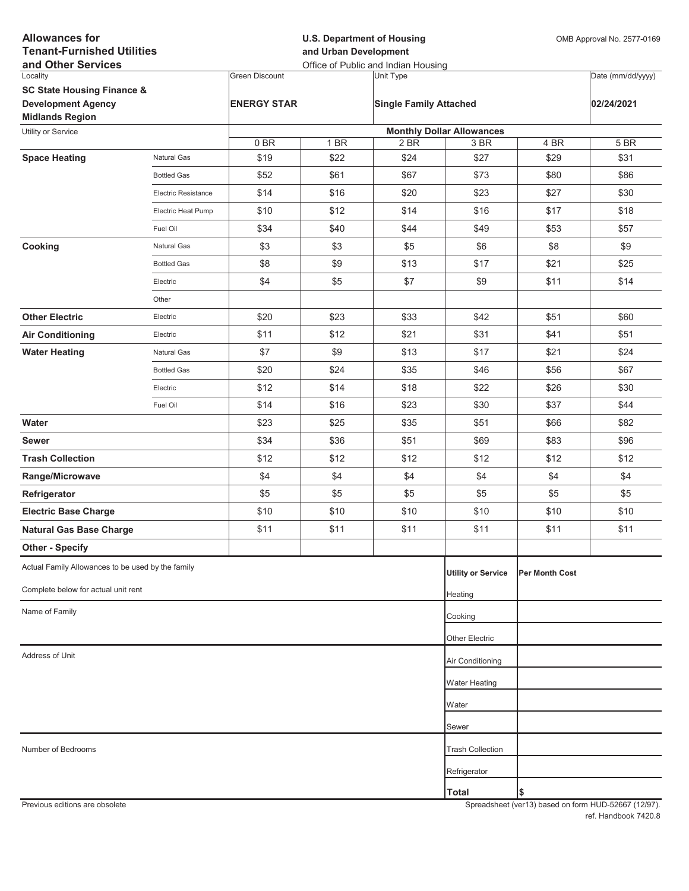**Allowances for Tenant-Furnished Utilities and Other Services**

**U.S. Department of Housing and Urban Development**
Office of Public and Indian Housing

OMB Approval No. 2577-0169

| Locality | Green Discount | Unit Type | Date (mm/dd/yyyy) |
|---|---|---|---|
| **SC State Housing Finance & Development Agency Midlands Region** | **ENERGY STAR** | **Single Family Attached** | **02/24/2021** |

| Utility or Service | | Monthly Dollar Allowances | | | | | |
|---|---|---|---|---|---|---|---|
| | | 0 BR | 1 BR | 2 BR | 3 BR | 4 BR | 5 BR |
| **Space Heating** | Natural Gas | $19 | $22 | $24 | $27 | $29 | $31 |
| | Bottled Gas | $52 | $61 | $67 | $73 | $80 | $86 |
| | Electric Resistance | $14 | $16 | $20 | $23 | $27 | $30 |
| | Electric Heat Pump | $10 | $12 | $14 | $16 | $17 | $18 |
| | Fuel Oil | $34 | $40 | $44 | $49 | $53 | $57 |
| **Cooking** | Natural Gas | $3 | $3 | $5 | $6 | $8 | $9 |
| | Bottled Gas | $8 | $9 | $13 | $17 | $21 | $25 |
| | Electric | $4 | $5 | $7 | $9 | $11 | $14 |
| | Other | | | | | | |
| **Other Electric** | Electric | $20 | $23 | $33 | $42 | $51 | $60 |
| **Air Conditioning** | Electric | $11 | $12 | $21 | $31 | $41 | $51 |
| **Water Heating** | Natural Gas | $7 | $9 | $13 | $17 | $21 | $24 |
| | Bottled Gas | $20 | $24 | $35 | $46 | $56 | $67 |
| | Electric | $12 | $14 | $18 | $22 | $26 | $30 |
| | Fuel Oil | $14 | $16 | $23 | $30 | $37 | $44 |
| **Water** | | $23 | $25 | $35 | $51 | $66 | $82 |
| **Sewer** | | $34 | $36 | $51 | $69 | $83 | $96 |
| **Trash Collection** | | $12 | $12 | $12 | $12 | $12 | $12 |
| **Range/Microwave** | | $4 | $4 | $4 | $4 | $4 | $4 |
| **Refrigerator** | | $5 | $5 | $5 | $5 | $5 | $5 |
| **Electric Base Charge** | | $10 | $10 | $10 | $10 | $10 | $10 |
| **Natural Gas Base Charge** | | $11 | $11 | $11 | $11 | $11 | $11 |
| **Other - Specify** | | | | | | | |

Actual Family Allowances to be used by the family

Complete below for actual unit rent

Name of Family

Address of Unit

Number of Bedrooms

| Utility or Service | Per Month Cost |
|---|---|
| Heating | |
| Cooking | |
| Other Electric | |
| Air Conditioning | |
| Water Heating | |
| Water | |
| Sewer | |
| Trash Collection | |
| Refrigerator | |
| **Total** | $ |

Previous editions are obsolete

Spreadsheet (ver13) based on form HUD-52667 (12/97).
ref. Handbook 7420.8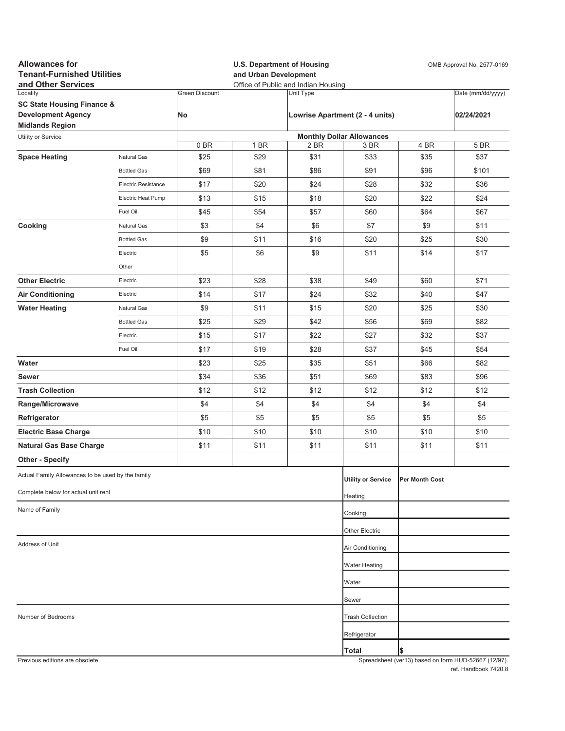**Allowances for Tenant-Furnished Utilities and Other Services**

**U.S. Department of Housing and Urban Development**
Office of Public and Indian Housing

OMB Approval No. 2577-0169

| Locality | Green Discount | Unit Type | Date (mm/dd/yyyy) |
|---|---|---|---|
| **SC State Housing Finance & Development Agency Midlands Region** | **No** | **Lowrise Apartment (2 - 4 units)** | **02/24/2021** |

| Utility or Service | | Monthly Dollar Allowances | | | | | |
|---|---|---|---|---|---|---|---|
| | | 0 BR | 1 BR | 2 BR | 3 BR | 4 BR | 5 BR |
| **Space Heating** | Natural Gas | $25 | $29 | $31 | $33 | $35 | $37 |
| | Bottled Gas | $69 | $81 | $86 | $91 | $96 | $101 |
| | Electric Resistance | $17 | $20 | $24 | $28 | $32 | $36 |
| | Electric Heat Pump | $13 | $15 | $18 | $20 | $22 | $24 |
| | Fuel Oil | $45 | $54 | $57 | $60 | $64 | $67 |
| **Cooking** | Natural Gas | $3 | $4 | $6 | $7 | $9 | $11 |
| | Bottled Gas | $9 | $11 | $16 | $20 | $25 | $30 |
| | Electric | $5 | $6 | $9 | $11 | $14 | $17 |
| | Other | | | | | | |
| **Other Electric** | Electric | $23 | $28 | $38 | $49 | $60 | $71 |
| **Air Conditioning** | Electric | $14 | $17 | $24 | $32 | $40 | $47 |
| **Water Heating** | Natural Gas | $9 | $11 | $15 | $20 | $25 | $30 |
| | Bottled Gas | $25 | $29 | $42 | $56 | $69 | $82 |
| | Electric | $15 | $17 | $22 | $27 | $32 | $37 |
| | Fuel Oil | $17 | $19 | $28 | $37 | $45 | $54 |
| **Water** | | $23 | $25 | $35 | $51 | $66 | $82 |
| **Sewer** | | $34 | $36 | $51 | $69 | $83 | $96 |
| **Trash Collection** | | $12 | $12 | $12 | $12 | $12 | $12 |
| **Range/Microwave** | | $4 | $4 | $4 | $4 | $4 | $4 |
| **Refrigerator** | | $5 | $5 | $5 | $5 | $5 | $5 |
| **Electric Base Charge** | | $10 | $10 | $10 | $10 | $10 | $10 |
| **Natural Gas Base Charge** | | $11 | $11 | $11 | $11 | $11 | $11 |
| **Other - Specify** | | | | | | | |

Actual Family Allowances to be used by the family

Complete below for actual unit rent

Name of Family

Address of Unit

Number of Bedrooms

| Utility or Service | Per Month Cost |
|---|---|
| Heating | |
| Cooking | |
| Other Electric | |
| Air Conditioning | |
| Water Heating | |
| Water | |
| Sewer | |
| Trash Collection | |
| Refrigerator | |
| **Total** | $ |

Previous editions are obsolete

Spreadsheet (ver13) based on form HUD-52667 (12/97).
ref. Handbook 7420.8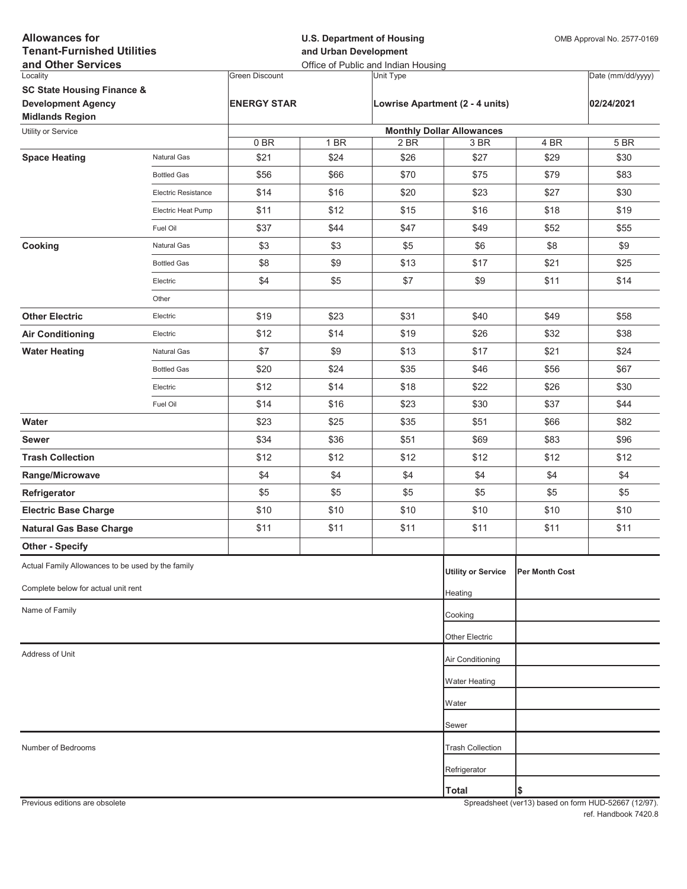**Allowances for Tenant-Furnished Utilities and Other Services**

**U.S. Department of Housing and Urban Development**
Office of Public and Indian Housing

OMB Approval No. 2577-0169

| Locality | Green Discount | Unit Type | Date (mm/dd/yyyy) |
|---|---|---|---|
| **SC State Housing Finance & Development Agency Midlands Region** | **ENERGY STAR** | **Lowrise Apartment (2 - 4 units)** | **02/24/2021** |

| Utility or Service | | Monthly Dollar Allowances | | | | | |
|---|---|---|---|---|---|---|---|
| | | 0 BR | 1 BR | 2 BR | 3 BR | 4 BR | 5 BR |
| **Space Heating** | Natural Gas | $21 | $24 | $26 | $27 | $29 | $30 |
| | Bottled Gas | $56 | $66 | $70 | $75 | $79 | $83 |
| | Electric Resistance | $14 | $16 | $20 | $23 | $27 | $30 |
| | Electric Heat Pump | $11 | $12 | $15 | $16 | $18 | $19 |
| | Fuel Oil | $37 | $44 | $47 | $49 | $52 | $55 |
| **Cooking** | Natural Gas | $3 | $3 | $5 | $6 | $8 | $9 |
| | Bottled Gas | $8 | $9 | $13 | $17 | $21 | $25 |
| | Electric | $4 | $5 | $7 | $9 | $11 | $14 |
| | Other | | | | | | |
| **Other Electric** | Electric | $19 | $23 | $31 | $40 | $49 | $58 |
| **Air Conditioning** | Electric | $12 | $14 | $19 | $26 | $32 | $38 |
| **Water Heating** | Natural Gas | $7 | $9 | $13 | $17 | $21 | $24 |
| | Bottled Gas | $20 | $24 | $35 | $46 | $56 | $67 |
| | Electric | $12 | $14 | $18 | $22 | $26 | $30 |
| | Fuel Oil | $14 | $16 | $23 | $30 | $37 | $44 |
| **Water** | | $23 | $25 | $35 | $51 | $66 | $82 |
| **Sewer** | | $34 | $36 | $51 | $69 | $83 | $96 |
| **Trash Collection** | | $12 | $12 | $12 | $12 | $12 | $12 |
| **Range/Microwave** | | $4 | $4 | $4 | $4 | $4 | $4 |
| **Refrigerator** | | $5 | $5 | $5 | $5 | $5 | $5 |
| **Electric Base Charge** | | $10 | $10 | $10 | $10 | $10 | $10 |
| **Natural Gas Base Charge** | | $11 | $11 | $11 | $11 | $11 | $11 |
| **Other - Specify** | | | | | | | |

Actual Family Allowances to be used by the family

Complete below for actual unit rent

Name of Family

Address of Unit

Number of Bedrooms

| Utility or Service | Per Month Cost |
|---|---|
| Heating | |
| Cooking | |
| Other Electric | |
| Air Conditioning | |
| Water Heating | |
| Water | |
| Sewer | |
| Trash Collection | |
| Refrigerator | |
| **Total** | $ |

Previous editions are obsolete

Spreadsheet (ver13) based on form HUD-52667 (12/97).
ref. Handbook 7420.8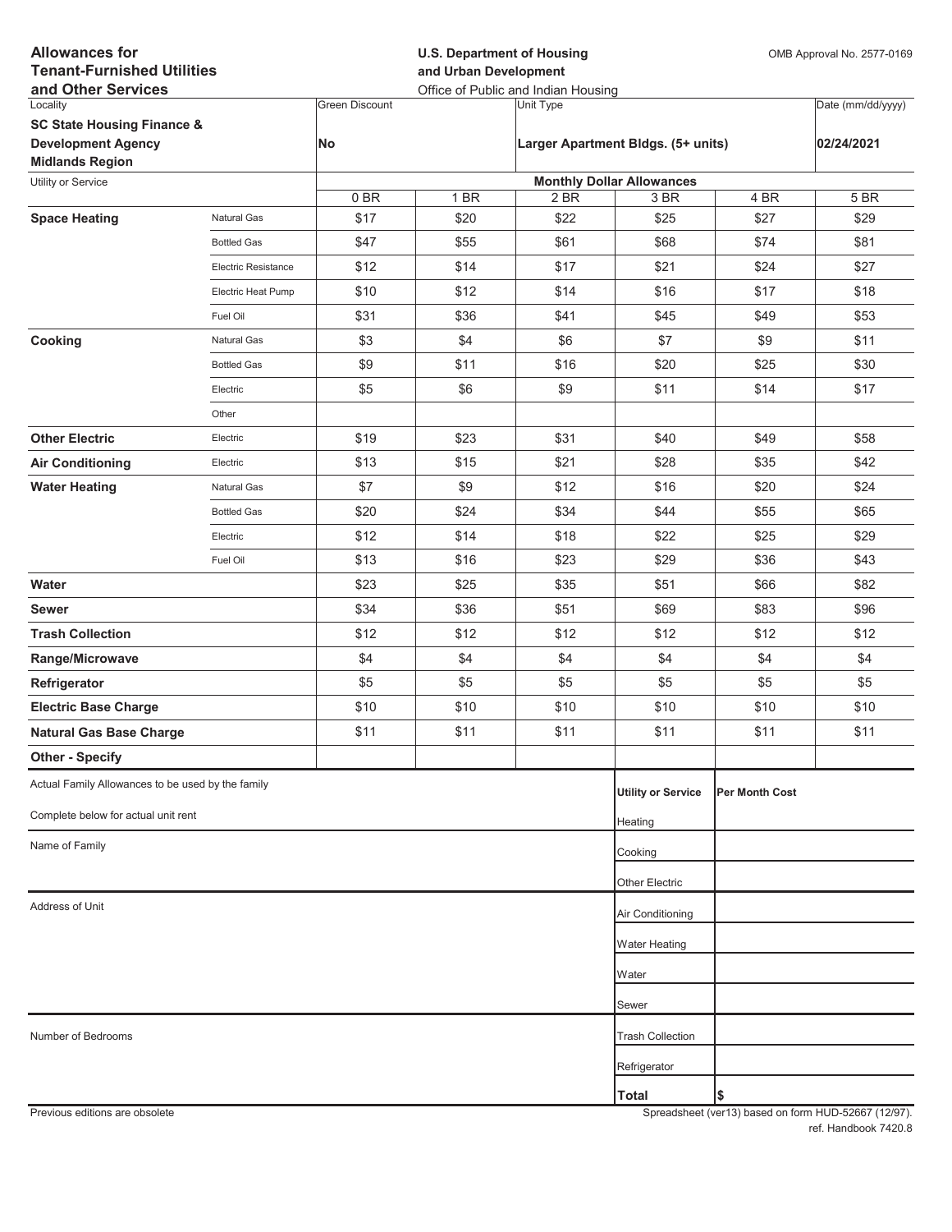# Allowances for Tenant-Furnished Utilities and Other Services

**U.S. Department of Housing and Urban Development**
Office of Public and Indian Housing

OMB Approval No. 2577-0169

| Locality | Green Discount | Unit Type | Date (mm/dd/yyyy) |
|---|---|---|---|
| **SC State Housing Finance & Development Agency Midlands Region** | **No** | **Larger Apartment Bldgs. (5+ units)** | **02/24/2021** |

| Utility or Service | | Monthly Dollar Allowances | | | | | |
|---|---|---|---|---|---|---|---|
| | | 0 BR | 1 BR | 2 BR | 3 BR | 4 BR | 5 BR |
| **Space Heating** | Natural Gas | $17 | $20 | $22 | $25 | $27 | $29 |
| | Bottled Gas | $47 | $55 | $61 | $68 | $74 | $81 |
| | Electric Resistance | $12 | $14 | $17 | $21 | $24 | $27 |
| | Electric Heat Pump | $10 | $12 | $14 | $16 | $17 | $18 |
| | Fuel Oil | $31 | $36 | $41 | $45 | $49 | $53 |
| **Cooking** | Natural Gas | $3 | $4 | $6 | $7 | $9 | $11 |
| | Bottled Gas | $9 | $11 | $16 | $20 | $25 | $30 |
| | Electric | $5 | $6 | $9 | $11 | $14 | $17 |
| | Other | | | | | | |
| **Other Electric** | Electric | $19 | $23 | $31 | $40 | $49 | $58 |
| **Air Conditioning** | Electric | $13 | $15 | $21 | $28 | $35 | $42 |
| **Water Heating** | Natural Gas | $7 | $9 | $12 | $16 | $20 | $24 |
| | Bottled Gas | $20 | $24 | $34 | $44 | $55 | $65 |
| | Electric | $12 | $14 | $18 | $22 | $25 | $29 |
| | Fuel Oil | $13 | $16 | $23 | $29 | $36 | $43 |
| **Water** | | $23 | $25 | $35 | $51 | $66 | $82 |
| **Sewer** | | $34 | $36 | $51 | $69 | $83 | $96 |
| **Trash Collection** | | $12 | $12 | $12 | $12 | $12 | $12 |
| **Range/Microwave** | | $4 | $4 | $4 | $4 | $4 | $4 |
| **Refrigerator** | | $5 | $5 | $5 | $5 | $5 | $5 |
| **Electric Base Charge** | | $10 | $10 | $10 | $10 | $10 | $10 |
| **Natural Gas Base Charge** | | $11 | $11 | $11 | $11 | $11 | $11 |
| **Other - Specify** | | | | | | | |

Actual Family Allowances to be used by the family

Complete below for actual unit rent

Name of Family

Address of Unit

Number of Bedrooms

| Utility or Service | Per Month Cost |
|---|---|
| Heating | |
| Cooking | |
| Other Electric | |
| Air Conditioning | |
| Water Heating | |
| Water | |
| Sewer | |
| Trash Collection | |
| Refrigerator | |
| **Total** | **$** |

Previous editions are obsolete

Spreadsheet (ver13) based on form HUD-52667 (12/97).
ref. Handbook 7420.8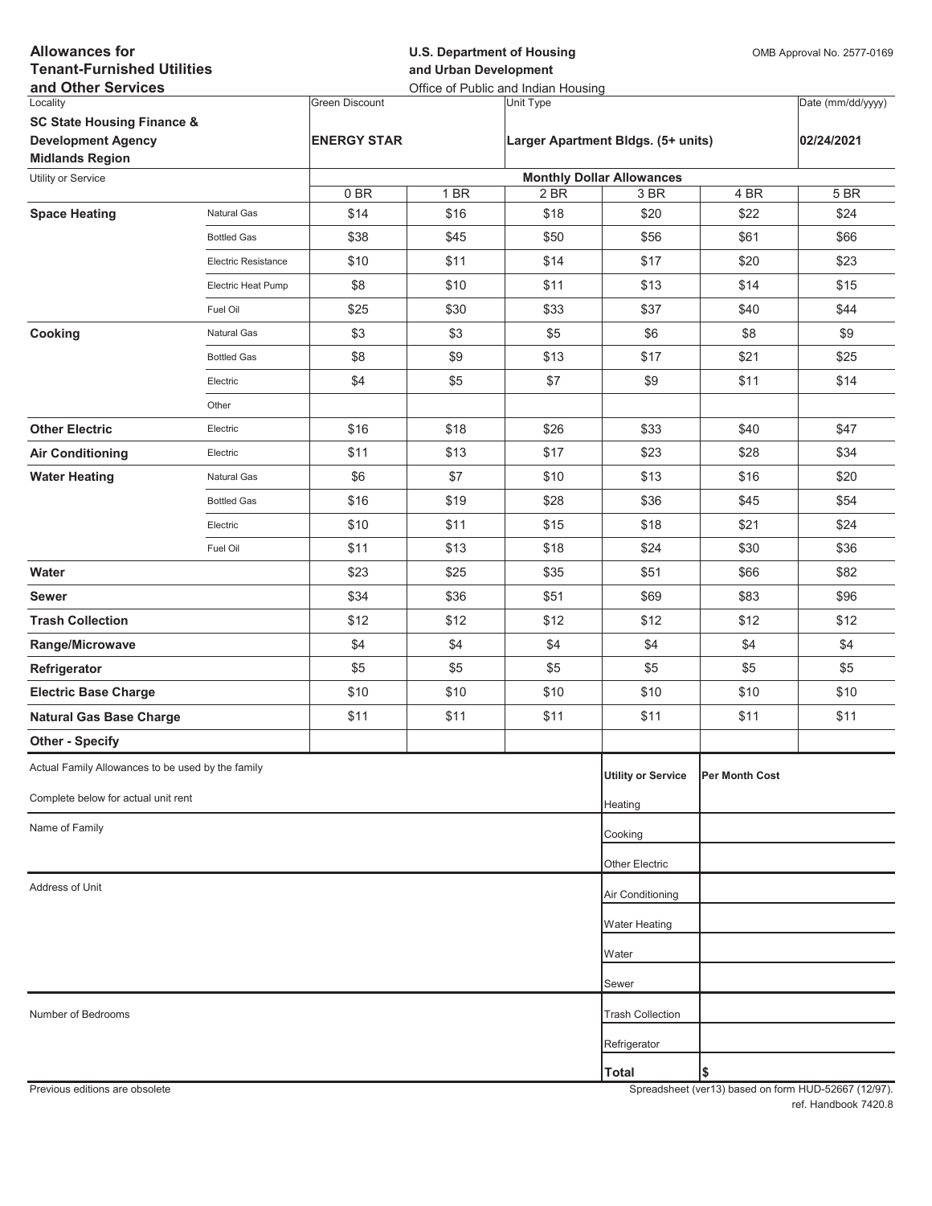**Allowances for Tenant-Furnished Utilities and Other Services**

**U.S. Department of Housing and Urban Development**
Office of Public and Indian Housing

OMB Approval No. 2577-0169

| Locality | Green Discount | Unit Type | Date (mm/dd/yyyy) |
|---|---|---|---|
| **SC State Housing Finance & Development Agency Midlands Region** | **ENERGY STAR** | **Larger Apartment Bldgs. (5+ units)** | **02/24/2021** |

| Utility or Service | | Monthly Dollar Allowances | | | | | |
|---|---|---|---|---|---|---|---|
| | | 0 BR | 1 BR | 2 BR | 3 BR | 4 BR | 5 BR |
| **Space Heating** | Natural Gas | $14 | $16 | $18 | $20 | $22 | $24 |
| | Bottled Gas | $38 | $45 | $50 | $56 | $61 | $66 |
| | Electric Resistance | $10 | $11 | $14 | $17 | $20 | $23 |
| | Electric Heat Pump | $8 | $10 | $11 | $13 | $14 | $15 |
| | Fuel Oil | $25 | $30 | $33 | $37 | $40 | $44 |
| **Cooking** | Natural Gas | $3 | $3 | $5 | $6 | $8 | $9 |
| | Bottled Gas | $8 | $9 | $13 | $17 | $21 | $25 |
| | Electric | $4 | $5 | $7 | $9 | $11 | $14 |
| | Other | | | | | | |
| **Other Electric** | Electric | $16 | $18 | $26 | $33 | $40 | $47 |
| **Air Conditioning** | Electric | $11 | $13 | $17 | $23 | $28 | $34 |
| **Water Heating** | Natural Gas | $6 | $7 | $10 | $13 | $16 | $20 |
| | Bottled Gas | $16 | $19 | $28 | $36 | $45 | $54 |
| | Electric | $10 | $11 | $15 | $18 | $21 | $24 |
| | Fuel Oil | $11 | $13 | $18 | $24 | $30 | $36 |
| **Water** | | $23 | $25 | $35 | $51 | $66 | $82 |
| **Sewer** | | $34 | $36 | $51 | $69 | $83 | $96 |
| **Trash Collection** | | $12 | $12 | $12 | $12 | $12 | $12 |
| **Range/Microwave** | | $4 | $4 | $4 | $4 | $4 | $4 |
| **Refrigerator** | | $5 | $5 | $5 | $5 | $5 | $5 |
| **Electric Base Charge** | | $10 | $10 | $10 | $10 | $10 | $10 |
| **Natural Gas Base Charge** | | $11 | $11 | $11 | $11 | $11 | $11 |
| **Other - Specify** | | | | | | | |

Actual Family Allowances to be used by the family

Complete below for actual unit rent

Name of Family

Address of Unit

Number of Bedrooms

| Utility or Service | Per Month Cost |
|---|---|
| Heating | |
| Cooking | |
| Other Electric | |
| Air Conditioning | |
| Water Heating | |
| Water | |
| Sewer | |
| Trash Collection | |
| Refrigerator | |
| **Total** | $ |

Previous editions are obsolete

Spreadsheet (ver13) based on form HUD-52667 (12/97).
ref. Handbook 7420.8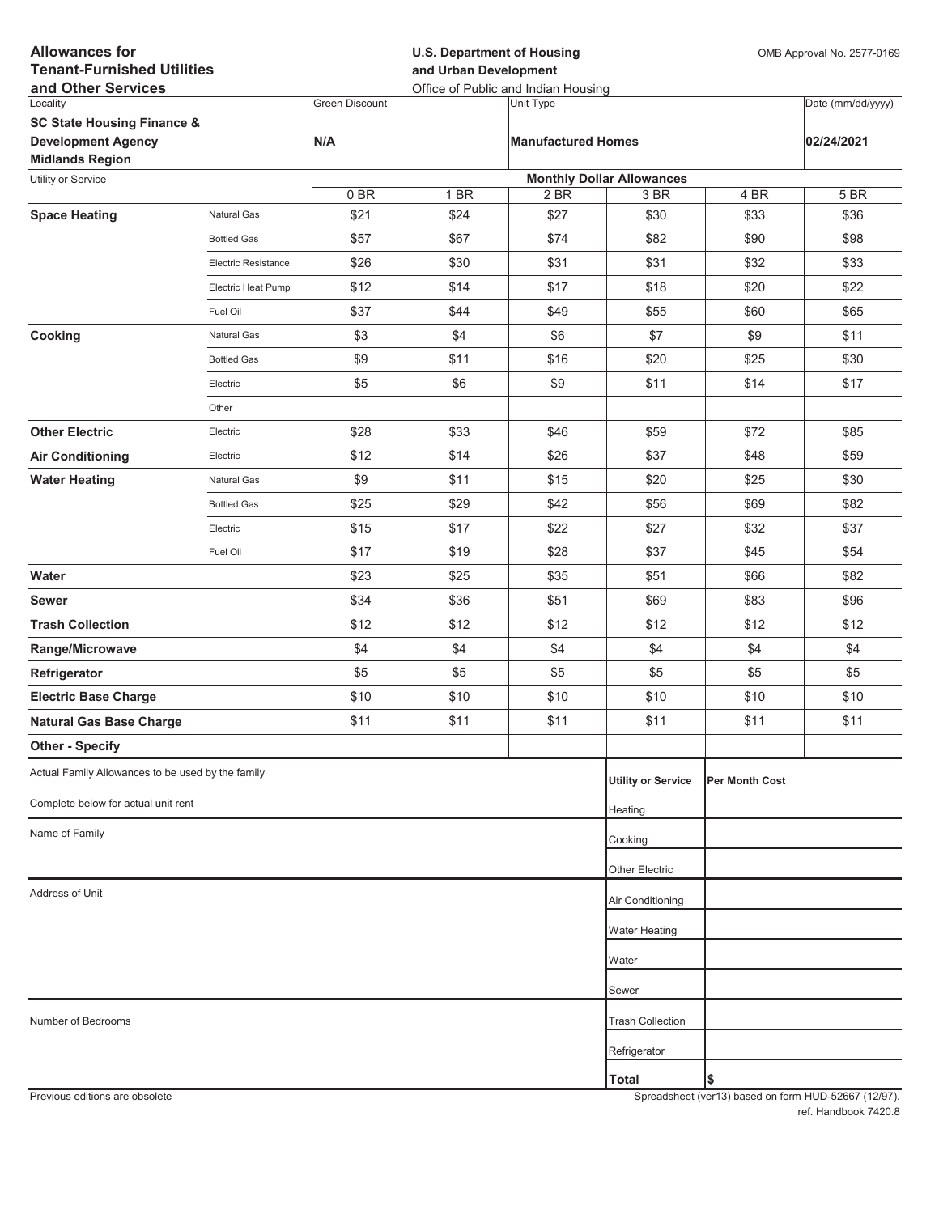**Allowances for Tenant-Furnished Utilities and Other Services**

**U.S. Department of Housing and Urban Development**
Office of Public and Indian Housing

OMB Approval No. 2577-0169

| Locality | Green Discount | Unit Type | Date (mm/dd/yyyy) |
|---|---|---|---|
| **SC State Housing Finance & Development Agency Midlands Region** | **N/A** | **Manufactured Homes** | **02/24/2021** |

| Utility or Service | | Monthly Dollar Allowances | | | | | |
|---|---|---|---|---|---|---|---|
| | | 0 BR | 1 BR | 2 BR | 3 BR | 4 BR | 5 BR |
| **Space Heating** | Natural Gas | $21 | $24 | $27 | $30 | $33 | $36 |
| | Bottled Gas | $57 | $67 | $74 | $82 | $90 | $98 |
| | Electric Resistance | $26 | $30 | $31 | $31 | $32 | $33 |
| | Electric Heat Pump | $12 | $14 | $17 | $18 | $20 | $22 |
| | Fuel Oil | $37 | $44 | $49 | $55 | $60 | $65 |
| **Cooking** | Natural Gas | $3 | $4 | $6 | $7 | $9 | $11 |
| | Bottled Gas | $9 | $11 | $16 | $20 | $25 | $30 |
| | Electric | $5 | $6 | $9 | $11 | $14 | $17 |
| | Other | | | | | | |
| **Other Electric** | Electric | $28 | $33 | $46 | $59 | $72 | $85 |
| **Air Conditioning** | Electric | $12 | $14 | $26 | $37 | $48 | $59 |
| **Water Heating** | Natural Gas | $9 | $11 | $15 | $20 | $25 | $30 |
| | Bottled Gas | $25 | $29 | $42 | $56 | $69 | $82 |
| | Electric | $15 | $17 | $22 | $27 | $32 | $37 |
| | Fuel Oil | $17 | $19 | $28 | $37 | $45 | $54 |
| **Water** | | $23 | $25 | $35 | $51 | $66 | $82 |
| **Sewer** | | $34 | $36 | $51 | $69 | $83 | $96 |
| **Trash Collection** | | $12 | $12 | $12 | $12 | $12 | $12 |
| **Range/Microwave** | | $4 | $4 | $4 | $4 | $4 | $4 |
| **Refrigerator** | | $5 | $5 | $5 | $5 | $5 | $5 |
| **Electric Base Charge** | | $10 | $10 | $10 | $10 | $10 | $10 |
| **Natural Gas Base Charge** | | $11 | $11 | $11 | $11 | $11 | $11 |
| **Other - Specify** | | | | | | | |

Actual Family Allowances to be used by the family

Complete below for actual unit rent

Name of Family

Address of Unit

Number of Bedrooms

| Utility or Service | Per Month Cost |
|---|---|
| Heating | |
| Cooking | |
| Other Electric | |
| Air Conditioning | |
| Water Heating | |
| Water | |
| Sewer | |
| Trash Collection | |
| Refrigerator | |
| **Total** | **$** |

Previous editions are obsolete

Spreadsheet (ver13) based on form HUD-52667 (12/97).
ref. Handbook 7420.8